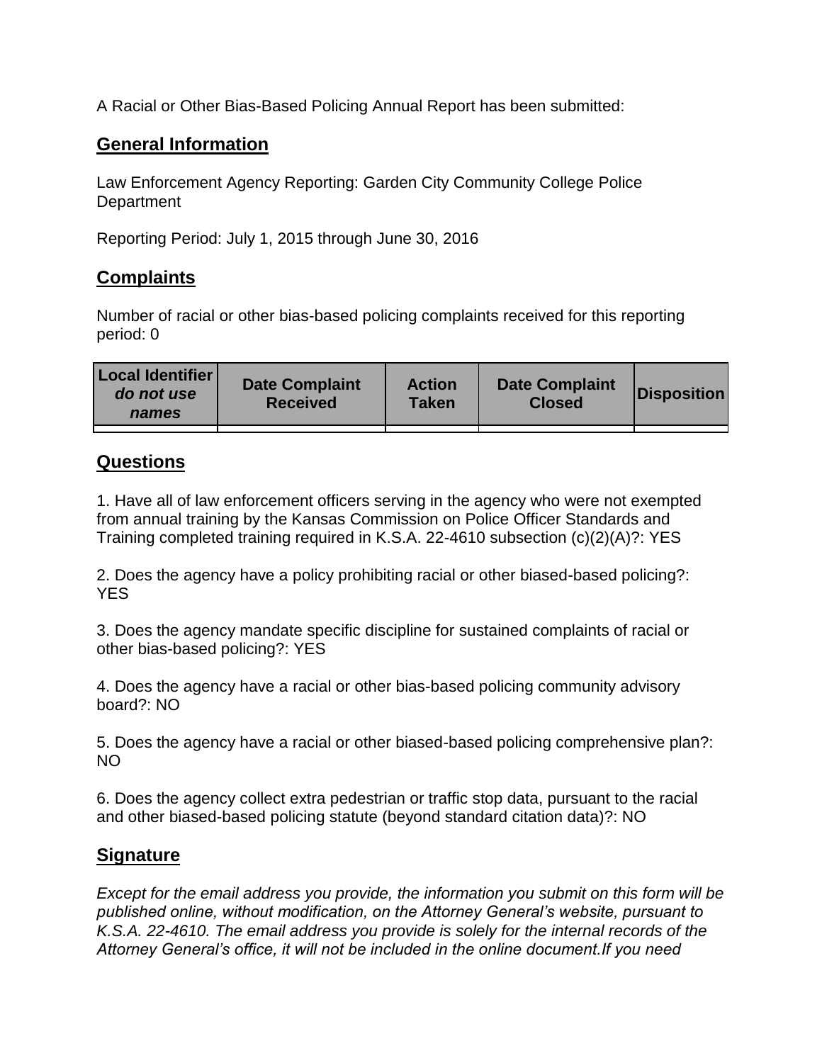A Racial or Other Bias-Based Policing Annual Report has been submitted:

## General Information

Law Enforcement Agency Reporting: Garden City Community College Police Department

Reporting Period: July 1, 2015 through June 30, 2016

## Complaints

Number of racial or other bias-based policing complaints received for this reporting period: 0

| Local Identifier *do not use names* | Date Complaint Received | Action Taken | Date Complaint Closed | Disposition |
|---|---|---|---|---|
| | | | | |

## Questions

1. Have all of law enforcement officers serving in the agency who were not exempted from annual training by the Kansas Commission on Police Officer Standards and Training completed training required in K.S.A. 22-4610 subsection (c)(2)(A)?: YES

2. Does the agency have a policy prohibiting racial or other biased-based policing?: YES

3. Does the agency mandate specific discipline for sustained complaints of racial or other bias-based policing?: YES

4. Does the agency have a racial or other bias-based policing community advisory board?: NO

5. Does the agency have a racial or other biased-based policing comprehensive plan?: NO

6. Does the agency collect extra pedestrian or traffic stop data, pursuant to the racial and other biased-based policing statute (beyond standard citation data)?: NO

## Signature

*Except for the email address you provide, the information you submit on this form will be published online, without modification, on the Attorney General's website, pursuant to K.S.A. 22-4610. The email address you provide is solely for the internal records of the Attorney General's office, it will not be included in the online document.If you need*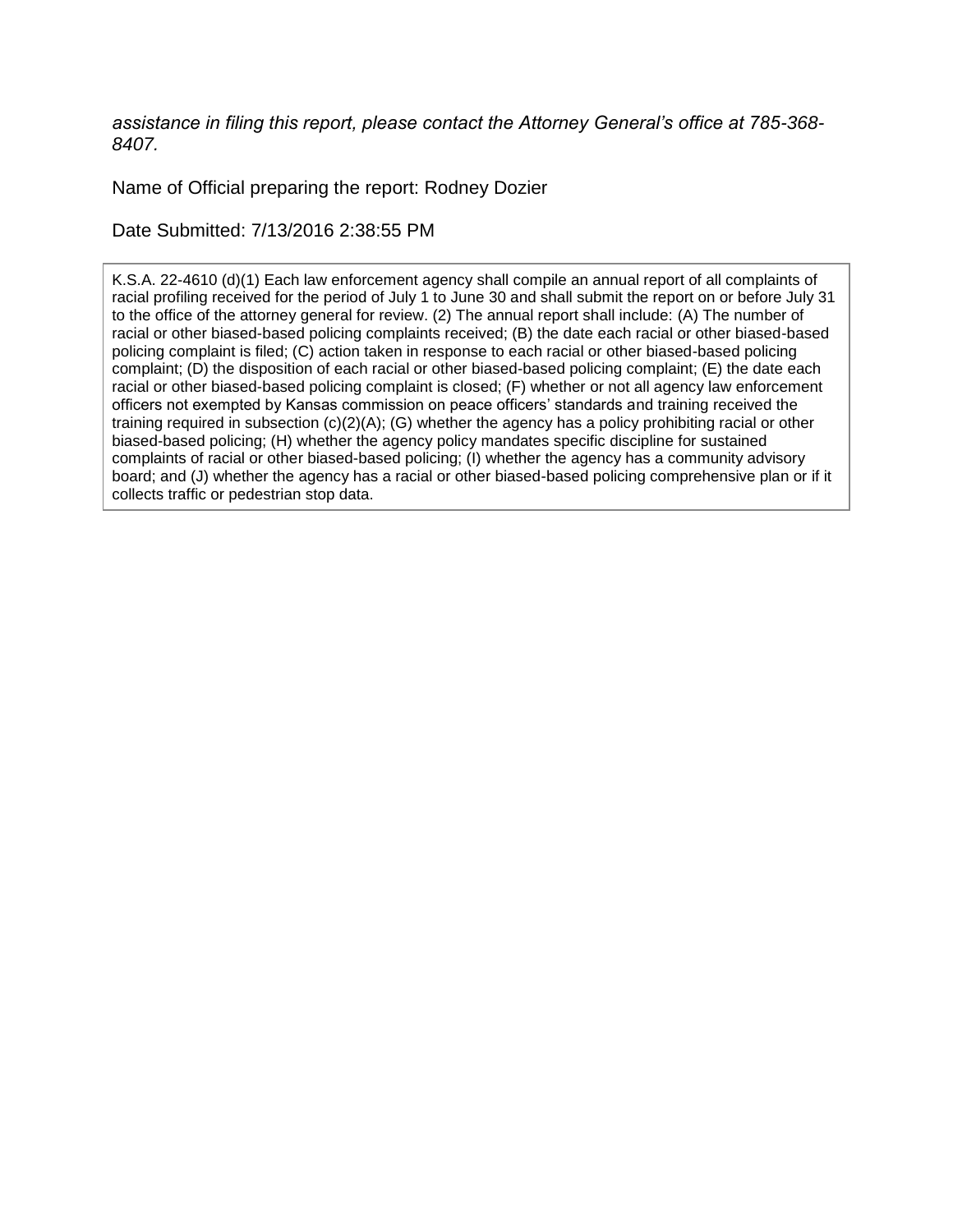*assistance in filing this report, please contact the Attorney General's office at 785-368-8407.*

Name of Official preparing the report: Rodney Dozier

Date Submitted: 7/13/2016 2:38:55 PM

K.S.A. 22-4610 (d)(1) Each law enforcement agency shall compile an annual report of all complaints of racial profiling received for the period of July 1 to June 30 and shall submit the report on or before July 31 to the office of the attorney general for review. (2) The annual report shall include: (A) The number of racial or other biased-based policing complaints received; (B) the date each racial or other biased-based policing complaint is filed; (C) action taken in response to each racial or other biased-based policing complaint; (D) the disposition of each racial or other biased-based policing complaint; (E) the date each racial or other biased-based policing complaint is closed; (F) whether or not all agency law enforcement officers not exempted by Kansas commission on peace officers' standards and training received the training required in subsection (c)(2)(A); (G) whether the agency has a policy prohibiting racial or other biased-based policing; (H) whether the agency policy mandates specific discipline for sustained complaints of racial or other biased-based policing; (I) whether the agency has a community advisory board; and (J) whether the agency has a racial or other biased-based policing comprehensive plan or if it collects traffic or pedestrian stop data.